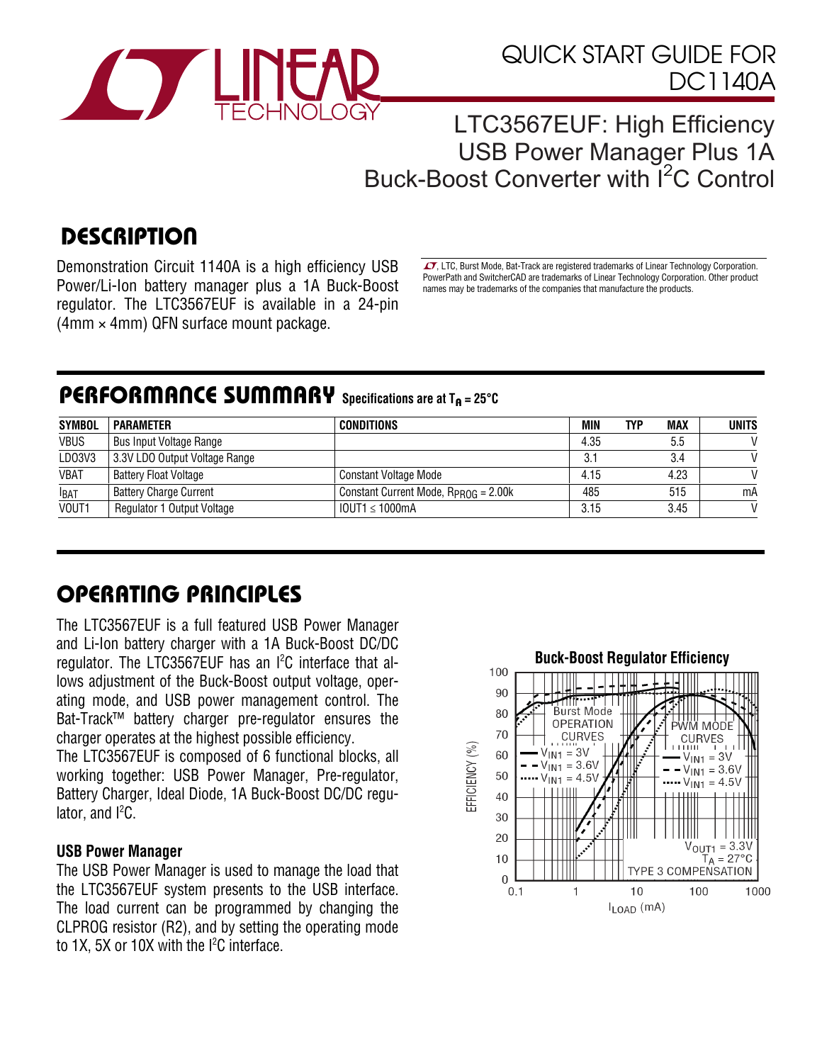# QUICK START GUIDE FOR DC1140A

## LTC3567EUF: High Efficiency USB Power Manager Plus 1A Buck-Boost Converter with I$^2$C Control

## DESCRIPTION

Demonstration Circuit 1140A is a high efficiency USB Power/Li-Ion battery manager plus a 1A Buck-Boost regulator. The LTC3567EUF is available in a 24-pin (4mm × 4mm) QFN surface mount package.

LT, LTC, Burst Mode, Bat-Track are registered trademarks of Linear Technology Corporation. PowerPath and SwitcherCAD are trademarks of Linear Technology Corporation. Other product names may be trademarks of the companies that manufacture the products.

## PERFORMANCE SUMMARY Specifications are at $T_A$ = 25°C

| SYMBOL | PARAMETER | CONDITIONS | MIN | TYP | MAX | UNITS |
|---|---|---|---|---|---|---|
| VBUS | Bus Input Voltage Range | | 4.35 | | 5.5 | V |
| LDO3V3 | 3.3V LDO Output Voltage Range | | 3.1 | | 3.4 | V |
| VBAT | Battery Float Voltage | Constant Voltage Mode | 4.15 | | 4.23 | V |
| $I_{BAT}$ | Battery Charge Current | Constant Current Mode, $R_{PROG}$ = 2.00k | 485 | | 515 | mA |
| VOUT1 | Regulator 1 Output Voltage | IOUT1 ≤ 1000mA | 3.15 | | 3.45 | V |

## OPERATING PRINCIPLES

The LTC3567EUF is a full featured USB Power Manager and Li-Ion battery charger with a 1A Buck-Boost DC/DC regulator. The LTC3567EUF has an I$^2$C interface that allows adjustment of the Buck-Boost output voltage, operating mode, and USB power management control. The Bat-Track™ battery charger pre-regulator ensures the charger operates at the highest possible efficiency.

The LTC3567EUF is composed of 6 functional blocks, all working together: USB Power Manager, Pre-regulator, Battery Charger, Ideal Diode, 1A Buck-Boost DC/DC regulator, and I$^2$C.

### USB Power Manager

The USB Power Manager is used to manage the load that the LTC3567EUF system presents to the USB interface. The load current can be programmed by changing the CLPROG resistor (R2), and by setting the operating mode to 1X, 5X or 10X with the I$^2$C interface.

**Buck-Boost Regulator Efficiency**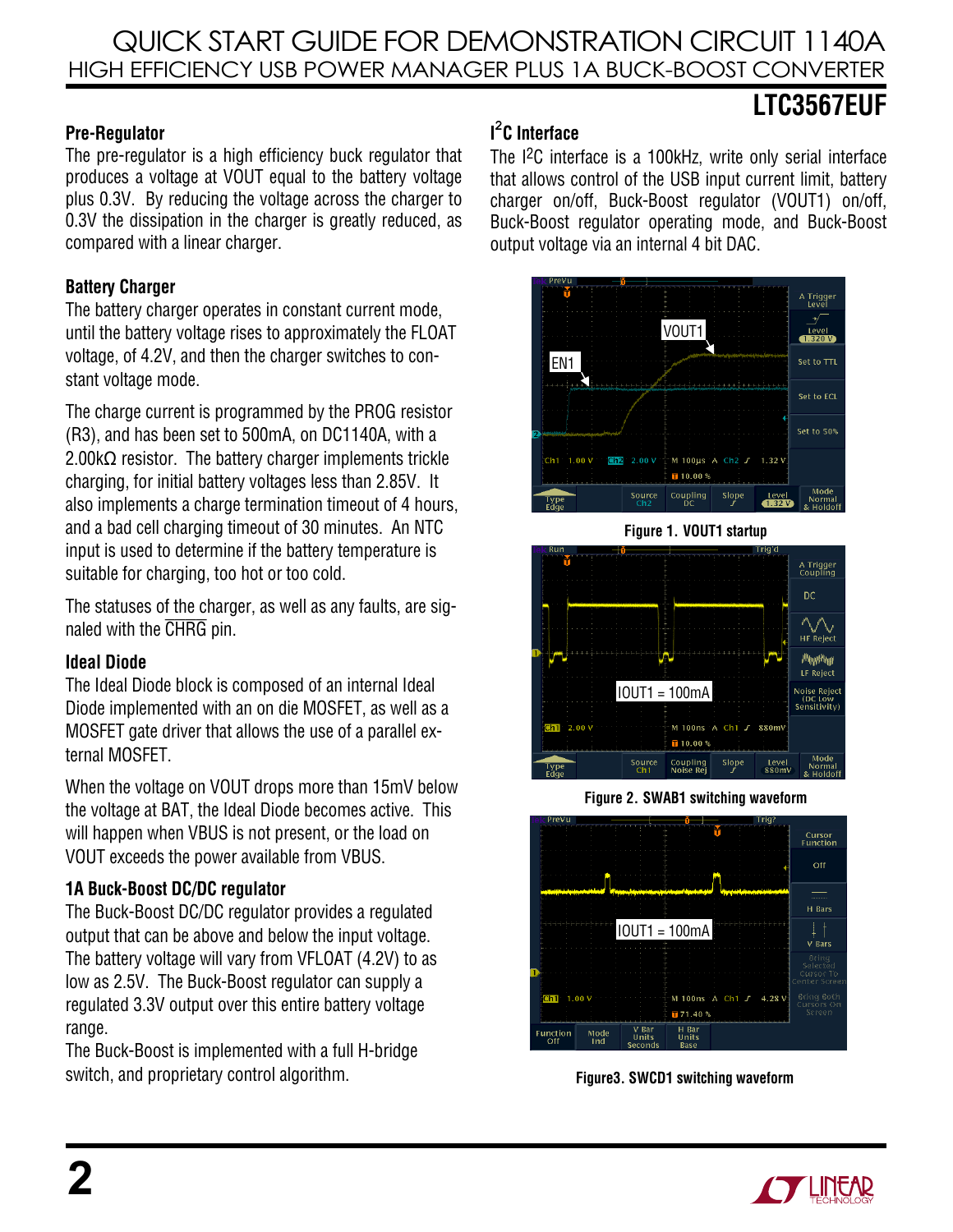## Pre-Regulator

The pre-regulator is a high efficiency buck regulator that produces a voltage at VOUT equal to the battery voltage plus 0.3V. By reducing the voltage across the charger to 0.3V the dissipation in the charger is greatly reduced, as compared with a linear charger.

## Battery Charger

The battery charger operates in constant current mode, until the battery voltage rises to approximately the FLOAT voltage, of 4.2V, and then the charger switches to constant voltage mode.

The charge current is programmed by the PROG resistor (R3), and has been set to 500mA, on DC1140A, with a 2.00kΩ resistor. The battery charger implements trickle charging, for initial battery voltages less than 2.85V. It also implements a charge termination timeout of 4 hours, and a bad cell charging timeout of 30 minutes. An NTC input is used to determine if the battery temperature is suitable for charging, too hot or too cold.

The statuses of the charger, as well as any faults, are signaled with the $\overline{\text{CHRG}}$ pin.

## Ideal Diode

The Ideal Diode block is composed of an internal Ideal Diode implemented with an on die MOSFET, as well as a MOSFET gate driver that allows the use of a parallel external MOSFET.

When the voltage on VOUT drops more than 15mV below the voltage at BAT, the Ideal Diode becomes active. This will happen when VBUS is not present, or the load on VOUT exceeds the power available from VBUS.

## 1A Buck-Boost DC/DC regulator

The Buck-Boost DC/DC regulator provides a regulated output that can be above and below the input voltage. The battery voltage will vary from VFLOAT (4.2V) to as low as 2.5V. The Buck-Boost regulator can supply a regulated 3.3V output over this entire battery voltage range.

The Buck-Boost is implemented with a full H-bridge switch, and proprietary control algorithm.

## I²C Interface

The I²C interface is a 100kHz, write only serial interface that allows control of the USB input current limit, battery charger on/off, Buck-Boost regulator (VOUT1) on/off, Buck-Boost regulator operating mode, and Buck-Boost output voltage via an internal 4 bit DAC.

**Figure 1. VOUT1 startup**

**Figure 2. SWAB1 switching waveform**

**Figure3. SWCD1 switching waveform**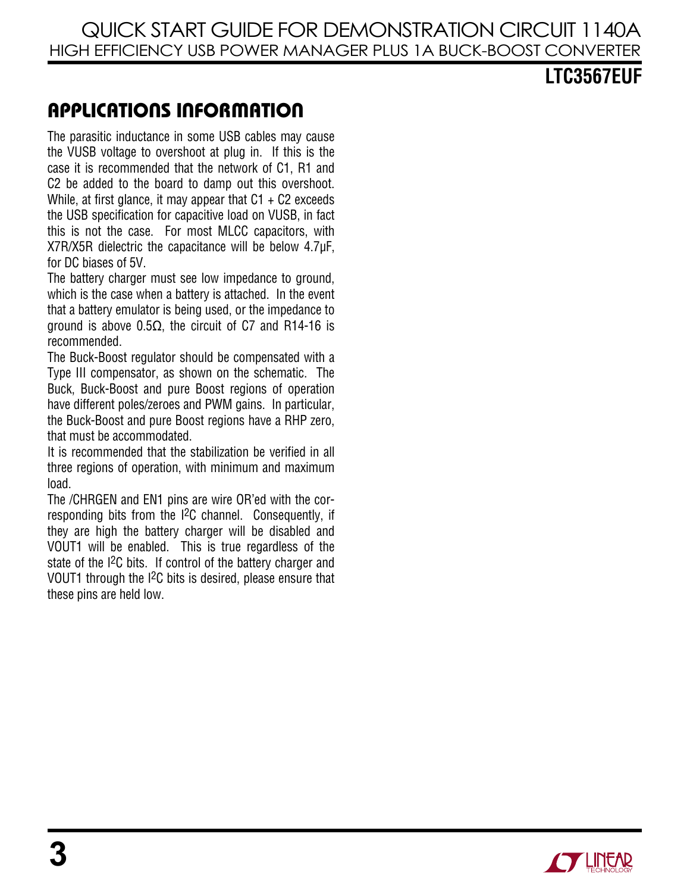## APPLICATIONS INFORMATION

The parasitic inductance in some USB cables may cause the VUSB voltage to overshoot at plug in. If this is the case it is recommended that the network of C1, R1 and C2 be added to the board to damp out this overshoot. While, at first glance, it may appear that C1 + C2 exceeds the USB specification for capacitive load on VUSB, in fact this is not the case. For most MLCC capacitors, with X7R/X5R dielectric the capacitance will be below 4.7µF, for DC biases of 5V.

The battery charger must see low impedance to ground, which is the case when a battery is attached. In the event that a battery emulator is being used, or the impedance to ground is above 0.5Ω, the circuit of C7 and R14-16 is recommended.

The Buck-Boost regulator should be compensated with a Type III compensator, as shown on the schematic. The Buck, Buck-Boost and pure Boost regions of operation have different poles/zeroes and PWM gains. In particular, the Buck-Boost and pure Boost regions have a RHP zero, that must be accommodated.

It is recommended that the stabilization be verified in all three regions of operation, with minimum and maximum load.

The /CHRGEN and EN1 pins are wire OR'ed with the corresponding bits from the $I^2C$ channel. Consequently, if they are high the battery charger will be disabled and VOUT1 will be enabled. This is true regardless of the state of the $I^2C$ bits. If control of the battery charger and VOUT1 through the $I^2C$ bits is desired, please ensure that these pins are held low.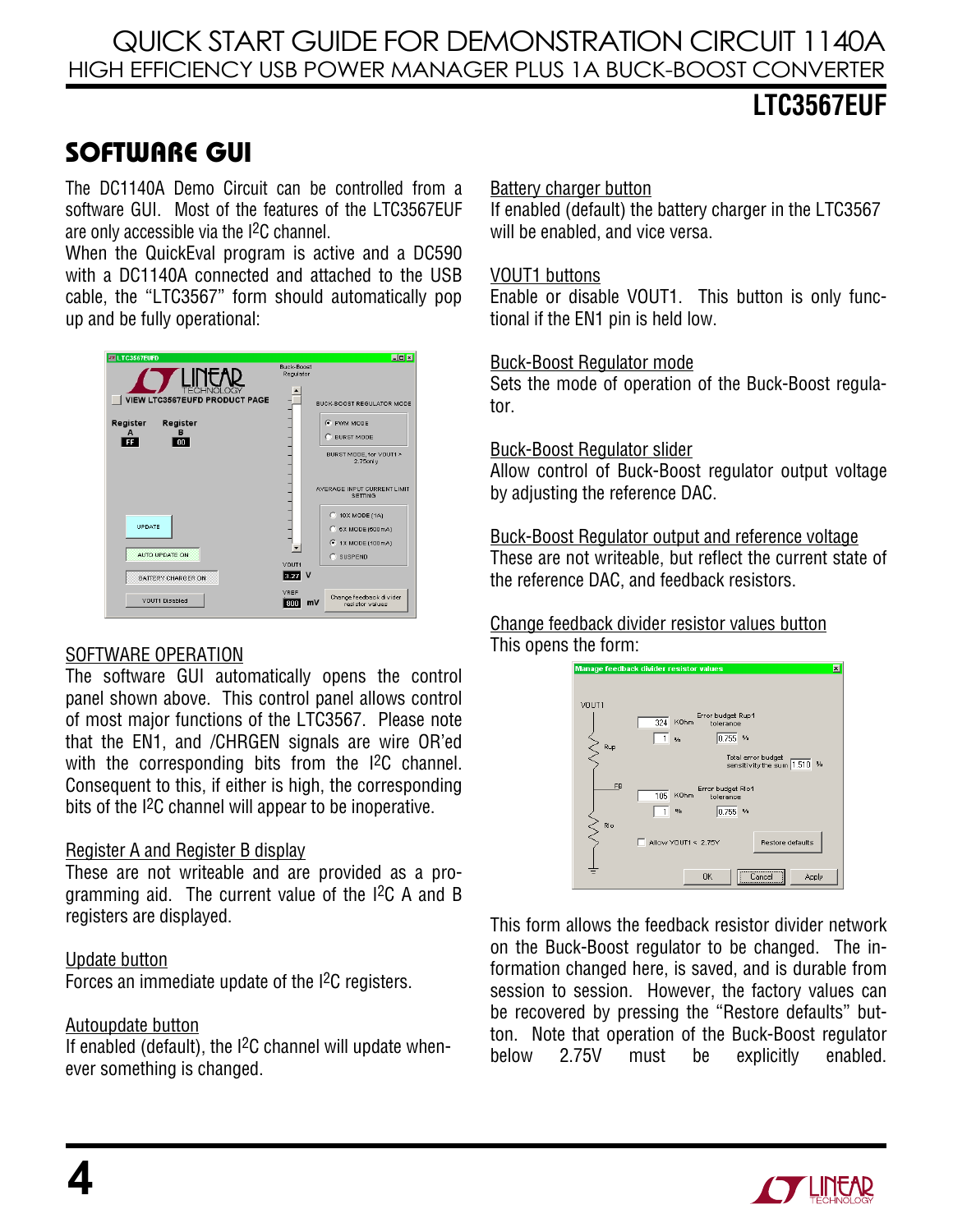## SOFTWARE GUI

The DC1140A Demo Circuit can be controlled from a software GUI. Most of the features of the LTC3567EUF are only accessible via the I$^2$C channel.

When the QuickEval program is active and a DC590 with a DC1140A connected and attached to the USB cable, the "LTC3567" form should automatically pop up and be fully operational:

SOFTWARE OPERATION

The software GUI automatically opens the control panel shown above. This control panel allows control of most major functions of the LTC3567. Please note that the EN1, and /CHRGEN signals are wire OR'ed with the corresponding bits from the I$^2$C channel. Consequent to this, if either is high, the corresponding bits of the I$^2$C channel will appear to be inoperative.

Register A and Register B display

These are not writeable and are provided as a programming aid. The current value of the I$^2$C A and B registers are displayed.

Update button

Forces an immediate update of the I$^2$C registers.

Autoupdate button

If enabled (default), the I$^2$C channel will update whenever something is changed.

Battery charger button

If enabled (default) the battery charger in the LTC3567 will be enabled, and vice versa.

VOUT1 buttons

Enable or disable VOUT1. This button is only functional if the EN1 pin is held low.

Buck-Boost Regulator mode

Sets the mode of operation of the Buck-Boost regulator.

Buck-Boost Regulator slider

Allow control of Buck-Boost regulator output voltage by adjusting the reference DAC.

Buck-Boost Regulator output and reference voltage

These are not writeable, but reflect the current state of the reference DAC, and feedback resistors.

Change feedback divider resistor values button

This opens the form:

This form allows the feedback resistor divider network on the Buck-Boost regulator to be changed. The information changed here, is saved, and is durable from session to session. However, the factory values can be recovered by pressing the "Restore defaults" button. Note that operation of the Buck-Boost regulator below 2.75V must be explicitly enabled.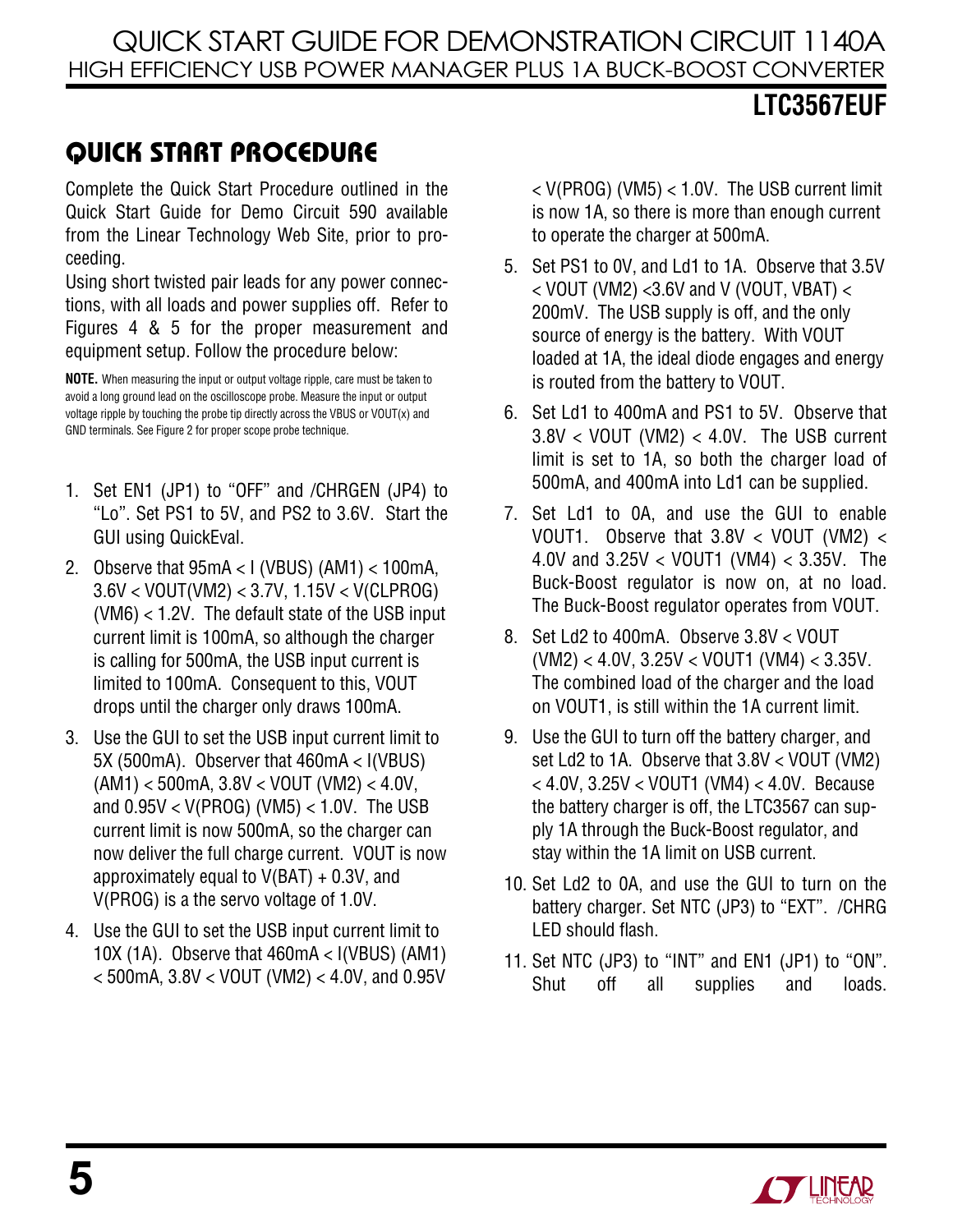## QUICK START PROCEDURE

Complete the Quick Start Procedure outlined in the Quick Start Guide for Demo Circuit 590 available from the Linear Technology Web Site, prior to proceeding.

Using short twisted pair leads for any power connections, with all loads and power supplies off. Refer to Figures 4 & 5 for the proper measurement and equipment setup. Follow the procedure below:

**NOTE.** When measuring the input or output voltage ripple, care must be taken to avoid a long ground lead on the oscilloscope probe. Measure the input or output voltage ripple by touching the probe tip directly across the VBUS or VOUT(x) and GND terminals. See Figure 2 for proper scope probe technique.

1. Set EN1 (JP1) to "OFF" and /CHRGEN (JP4) to "Lo". Set PS1 to 5V, and PS2 to 3.6V. Start the GUI using QuickEval.
2. Observe that 95mA < I (VBUS) (AM1) < 100mA, 3.6V < VOUT(VM2) < 3.7V, 1.15V < V(CLPROG) (VM6) < 1.2V. The default state of the USB input current limit is 100mA, so although the charger is calling for 500mA, the USB input current is limited to 100mA. Consequent to this, VOUT drops until the charger only draws 100mA.
3. Use the GUI to set the USB input current limit to 5X (500mA). Observer that 460mA < I(VBUS) (AM1) < 500mA, 3.8V < VOUT (VM2) < 4.0V, and 0.95V < V(PROG) (VM5) < 1.0V. The USB current limit is now 500mA, so the charger can now deliver the full charge current. VOUT is now approximately equal to V(BAT) + 0.3V, and V(PROG) is a the servo voltage of 1.0V.
4. Use the GUI to set the USB input current limit to 10X (1A). Observe that 460mA < I(VBUS) (AM1) < 500mA, 3.8V < VOUT (VM2) < 4.0V, and 0.95V < V(PROG) (VM5) < 1.0V. The USB current limit is now 1A, so there is more than enough current to operate the charger at 500mA.
5. Set PS1 to 0V, and Ld1 to 1A. Observe that 3.5V < VOUT (VM2) <3.6V and V (VOUT, VBAT) < 200mV. The USB supply is off, and the only source of energy is the battery. With VOUT loaded at 1A, the ideal diode engages and energy is routed from the battery to VOUT.
6. Set Ld1 to 400mA and PS1 to 5V. Observe that 3.8V < VOUT (VM2) < 4.0V. The USB current limit is set to 1A, so both the charger load of 500mA, and 400mA into Ld1 can be supplied.
7. Set Ld1 to 0A, and use the GUI to enable VOUT1. Observe that 3.8V < VOUT (VM2) < 4.0V and 3.25V < VOUT1 (VM4) < 3.35V. The Buck-Boost regulator is now on, at no load. The Buck-Boost regulator operates from VOUT.
8. Set Ld2 to 400mA. Observe 3.8V < VOUT (VM2) < 4.0V, 3.25V < VOUT1 (VM4) < 3.35V. The combined load of the charger and the load on VOUT1, is still within the 1A current limit.
9. Use the GUI to turn off the battery charger, and set Ld2 to 1A. Observe that 3.8V < VOUT (VM2) < 4.0V, 3.25V < VOUT1 (VM4) < 4.0V. Because the battery charger is off, the LTC3567 can supply 1A through the Buck-Boost regulator, and stay within the 1A limit on USB current.
10. Set Ld2 to 0A, and use the GUI to turn on the battery charger. Set NTC (JP3) to "EXT". /CHRG LED should flash.
11. Set NTC (JP3) to "INT" and EN1 (JP1) to "ON". Shut off all supplies and loads.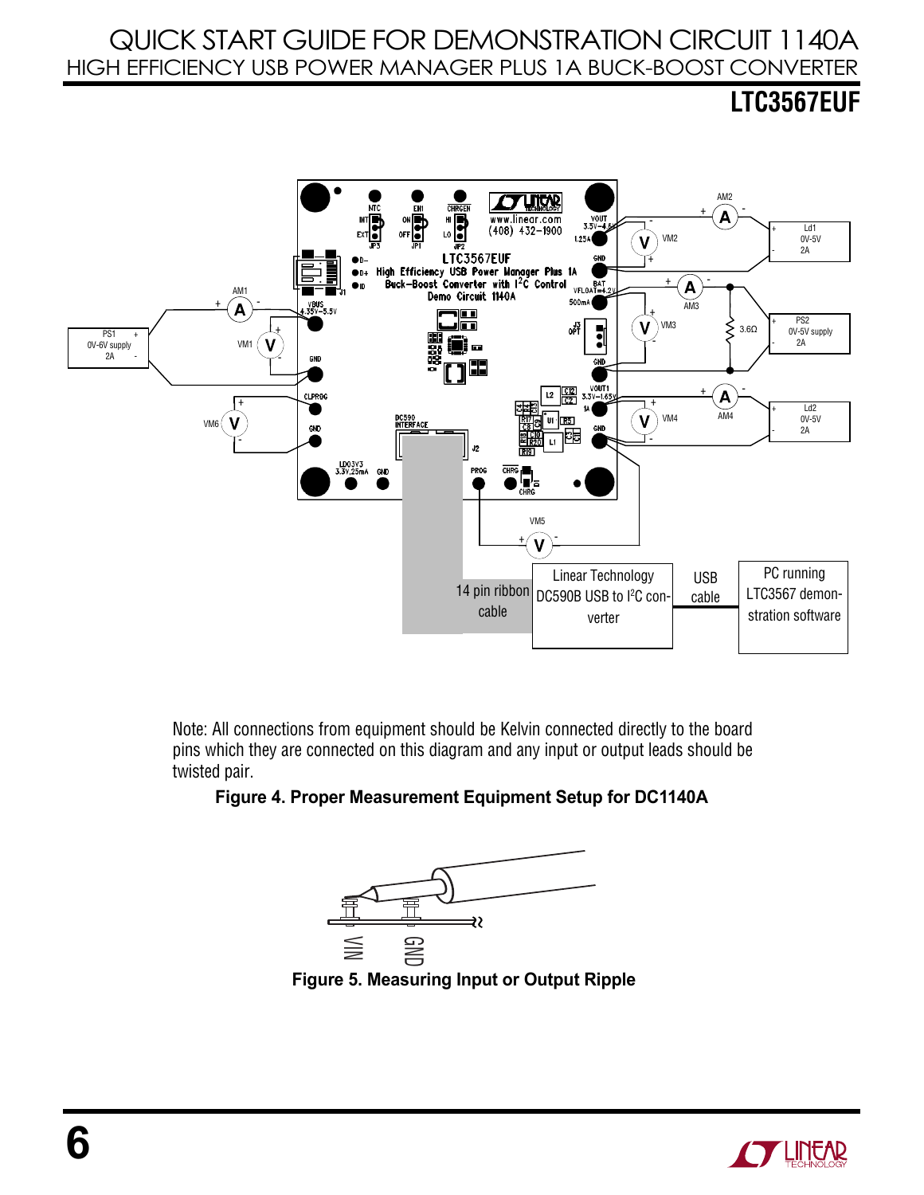Note: All connections from equipment should be Kelvin connected directly to the board pins which they are connected on this diagram and any input or output leads should be twisted pair.

**Figure 4. Proper Measurement Equipment Setup for DC1140A**

**Figure 5. Measuring Input or Output Ripple**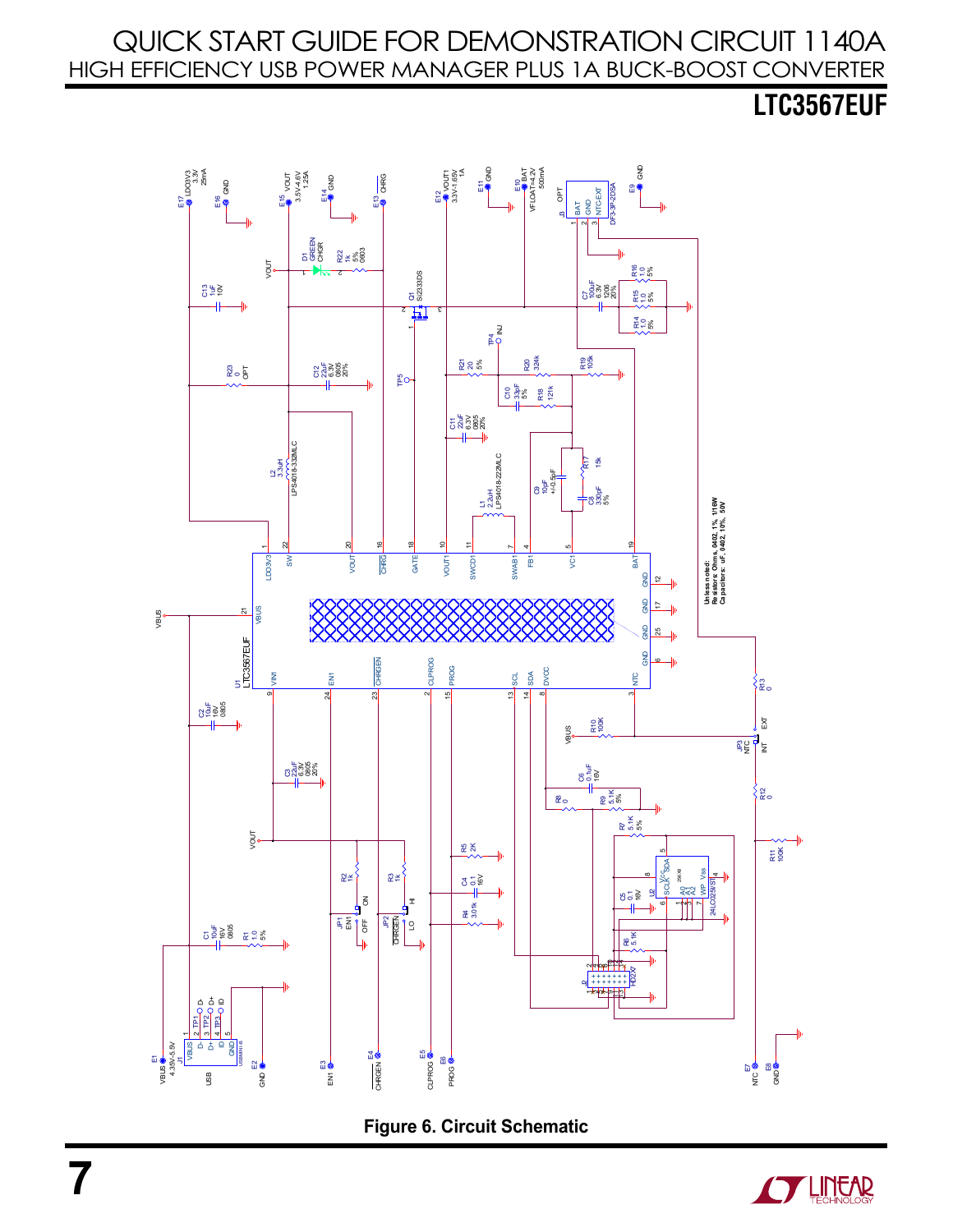# QUICK START GUIDE FOR DEMONSTRATION CIRCUIT 1140A

## HIGH EFFICIENCY USB POWER MANAGER PLUS 1A BUCK-BOOST CONVERTER

**LTC3567EUF**

Figure 6. Circuit Schematic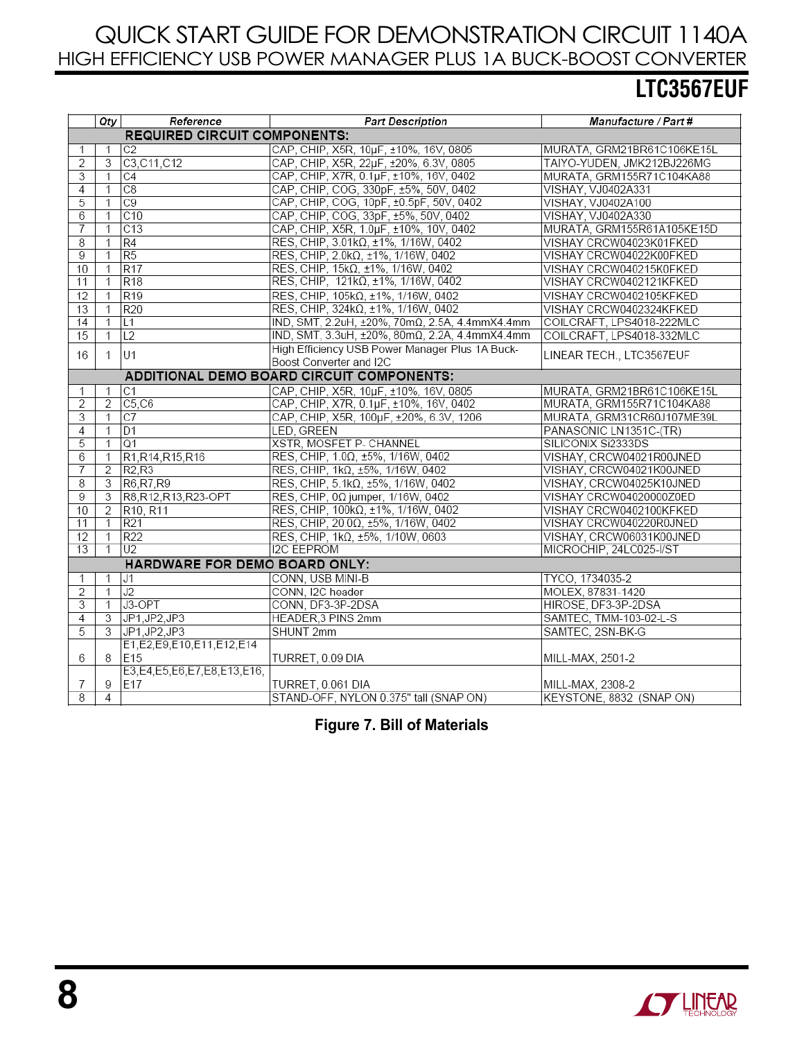| | Qty | Reference | Part Description | Manufacture / Part # |
|---|---|---|---|---|
| | | **REQUIRED CIRCUIT COMPONENTS:** | | |
| 1 | 1 | C2 | CAP, CHIP, X5R, 10µF, ±10%, 16V, 0805 | MURATA, GRM21BR61C106KE15L |
| 2 | 3 | C3,C11,C12 | CAP, CHIP, X5R, 22µF, ±20%, 6.3V, 0805 | TAIYO-YUDEN, JMK212BJ226MG |
| 3 | 1 | C4 | CAP, CHIP, X7R, 0.1µF, ±10%, 16V, 0402 | MURATA, GRM155R71C104KA88 |
| 4 | 1 | C8 | CAP, CHIP, COG, 330pF, ±5%, 50V, 0402 | VISHAY, VJ0402A331 |
| 5 | 1 | C9 | CAP, CHIP, COG, 10pF, ±0.5pF, 50V, 0402 | VISHAY, VJ0402A100 |
| 6 | 1 | C10 | CAP, CHIP, COG, 33pF, ±5%, 50V, 0402 | VISHAY, VJ0402A330 |
| 7 | 1 | C13 | CAP, CHIP, X5R, 1.0µF, ±10%, 10V, 0402 | MURATA, GRM155R61A105KE15D |
| 8 | 1 | R4 | RES, CHIP, 3.01kΩ, ±1%, 1/16W, 0402 | VISHAY CRCW04023K01FKED |
| 9 | 1 | R5 | RES, CHIP, 2.0kΩ, ±1%, 1/16W, 0402 | VISHAY CRCW04022K00FKED |
| 10 | 1 | R17 | RES, CHIP, 15kΩ, ±1%, 1/16W, 0402 | VISHAY CRCW040215K0FKED |
| 11 | 1 | R18 | RES, CHIP, 121kΩ, ±1%, 1/16W, 0402 | VISHAY CRCW0402121KFKED |
| 12 | 1 | R19 | RES, CHIP, 105kΩ, ±1%, 1/16W, 0402 | VISHAY CRCW0402105KFKED |
| 13 | 1 | R20 | RES, CHIP, 324kΩ, ±1%, 1/16W, 0402 | VISHAY CRCW0402324KFKED |
| 14 | 1 | L1 | IND, SMT, 2.2uH, ±20%, 70mΩ, 2.5A, 4.4mmX4.4mm | COILCRAFT, LPS4018-222MLC |
| 15 | 1 | L2 | IND, SMT, 3.3uH, ±20%, 80mΩ, 2.2A, 4.4mmX4.4mm | COILCRAFT, LPS4018-332MLC |
| 16 | 1 | U1 | High Efficiency USB Power Manager Plus 1A Buck-Boost Converter and I2C | LINEAR TECH., LTC3567EUF |
| | | **ADDITIONAL DEMO BOARD CIRCUIT COMPONENTS:** | | |
| 1 | 1 | C1 | CAP, CHIP, X5R, 10µF, ±10%, 16V, 0805 | MURATA, GRM21BR61C106KE15L |
| 2 | 2 | C5,C6 | CAP, CHIP, X7R, 0.1µF, ±10%, 16V, 0402 | MURATA, GRM155R71C104KA88 |
| 3 | 1 | C7 | CAP, CHIP, X5R, 100µF, ±20%, 6.3V, 1206 | MURATA, GRM31CR60J107ME39L |
| 4 | 1 | D1 | LED, GREEN | PANASONIC LN1351C-(TR) |
| 5 | 1 | Q1 | XSTR, MOSFET P- CHANNEL | SILICONIX Si2333DS |
| 6 | 1 | R1,R14,R15,R16 | RES, CHIP, 1.0Ω, ±5%, 1/16W, 0402 | VISHAY, CRCW04021R00JNED |
| 7 | 2 | R2,R3 | RES, CHIP, 1kΩ, ±5%, 1/16W, 0402 | VISHAY, CRCW04021K00JNED |
| 8 | 3 | R6,R7,R9 | RES, CHIP, 5.1kΩ, ±5%, 1/16W, 0402 | VISHAY, CRCW04025K10JNED |
| 9 | 3 | R8,R12,R13,R23-OPT | RES, CHIP, 0Ω jumper, 1/16W, 0402 | VISHAY CRCW04020000Z0ED |
| 10 | 2 | R10, R11 | RES, CHIP, 100kΩ, ±1%, 1/16W, 0402 | VISHAY CRCW0402100KFKED |
| 11 | 1 | R21 | RES, CHIP, 20.0Ω, ±5%, 1/16W, 0402 | VISHAY CRCW040220R0JNED |
| 12 | 1 | R22 | RES, CHIP, 1kΩ, ±5%, 1/10W, 0603 | VISHAY, CRCW06031K00JNED |
| 13 | 1 | U2 | I2C EEPROM | MICROCHIP, 24LC025-I/ST |
| | | **HARDWARE FOR DEMO BOARD ONLY:** | | |
| 1 | 1 | J1 | CONN, USB MINI-B | TYCO, 1734035-2 |
| 2 | 1 | J2 | CONN, I2C header | MOLEX, 87831-1420 |
| 3 | 1 | J3-OPT | CONN, DF3-3P-2DSA | HIROSE, DF3-3P-2DSA |
| 4 | 3 | JP1,JP2,JP3 | HEADER,3 PINS 2mm | SAMTEC, TMM-103-02-L-S |
| 5 | 3 | JP1,JP2,JP3 | SHUNT 2mm | SAMTEC, 2SN-BK-G |
| 6 | 8 | E1,E2,E9,E10,E11,E12,E14 E15 | TURRET, 0.09 DIA | MILL-MAX, 2501-2 |
| 7 | 9 | E3,E4,E5,E6,E7,E8,E13,E16, E17 | TURRET, 0.061 DIA | MILL-MAX, 2308-2 |
| 8 | 4 | | STAND-OFF, NYLON 0.375" tall (SNAP ON) | KEYSTONE, 8832 (SNAP ON) |

**Figure 7. Bill of Materials**